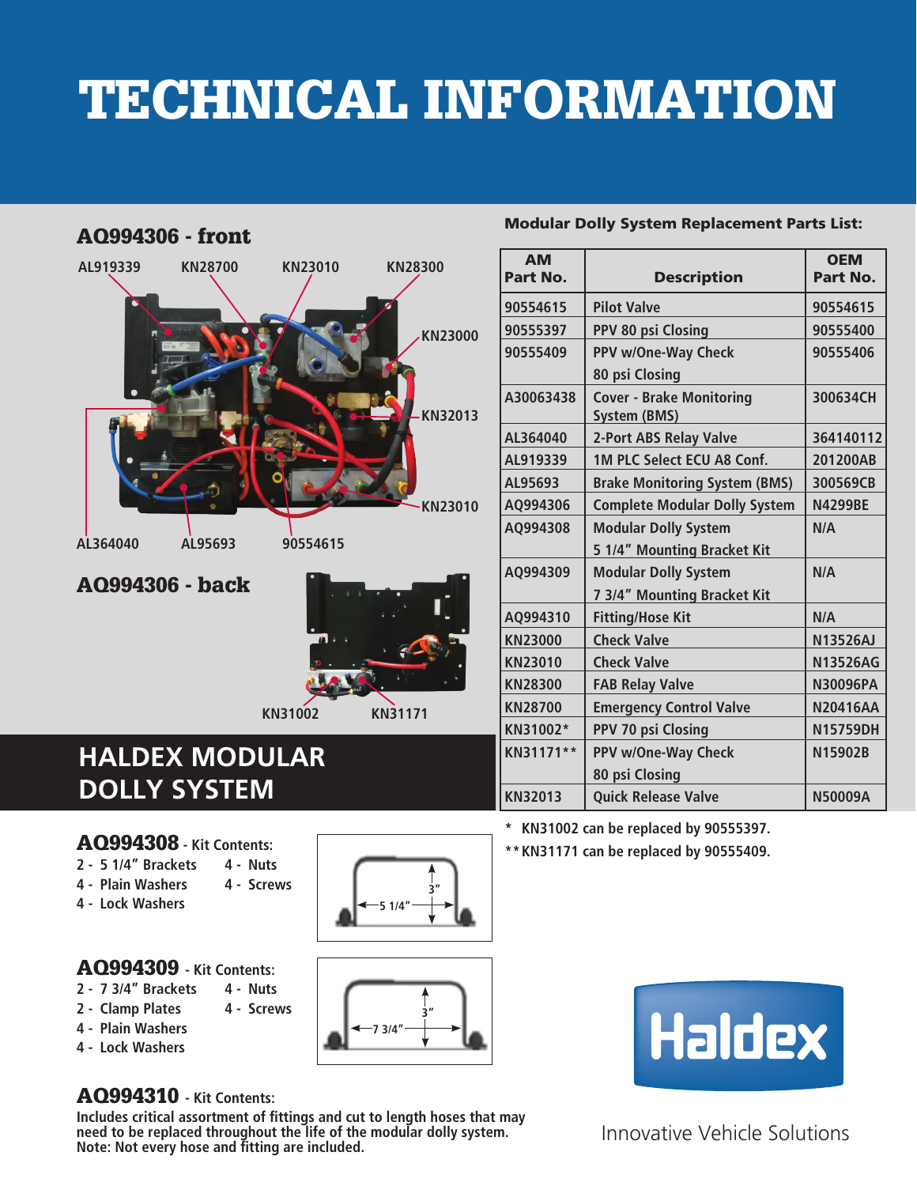# TECHNICAL INFORMATION

## AQ994306 - front

AL919339 KN28700 KN23010 KN28300

KN23000

KN32013

KN23010

AL364040 AL95693 90554615

## AQ994306 - back

KN31002 KN31171

## HALDEX MODULAR DOLLY SYSTEM

### AQ994308 - Kit Contents:

- 2 - 5 1/4" Brackets
- 4 - Plain Washers
- 4 - Lock Washers
- 4 - Nuts
- 4 - Screws

3"

5 1/4"

### AQ994309 - Kit Contents:

- 2 - 7 3/4" Brackets
- 2 - Clamp Plates
- 4 - Plain Washers
- 4 - Lock Washers
- 4 - Nuts
- 4 - Screws

3"

7 3/4"

### AQ994310 - Kit Contents:

Includes critical assortment of fittings and cut to length hoses that may need to be replaced throughout the life of the modular dolly system. Note: Not every hose and fitting are included.

**Modular Dolly System Replacement Parts List:**

| AM Part No. | Description | OEM Part No. |
|---|---|---|
| 90554615 | Pilot Valve | 90554615 |
| 90555397 | PPV 80 psi Closing | 90555400 |
| 90555409 | PPV w/One-Way Check 80 psi Closing | 90555406 |
| A30063438 | Cover - Brake Monitoring System (BMS) | 300634CH |
| AL364040 | 2-Port ABS Relay Valve | 364140112 |
| AL919339 | 1M PLC Select ECU A8 Conf. | 201200AB |
| AL95693 | Brake Monitoring System (BMS) | 300569CB |
| AQ994306 | Complete Modular Dolly System | N4299BE |
| AQ994308 | Modular Dolly System 5 1/4" Mounting Bracket Kit | N/A |
| AQ994309 | Modular Dolly System 7 3/4" Mounting Bracket Kit | N/A |
| AQ994310 | Fitting/Hose Kit | N/A |
| KN23000 | Check Valve | N13526AJ |
| KN23010 | Check Valve | N13526AG |
| KN28300 | FAB Relay Valve | N30096PA |
| KN28700 | Emergency Control Valve | N20416AA |
| KN31002* | PPV 70 psi Closing | N15759DH |
| KN31171** | PPV w/One-Way Check 80 psi Closing | N15902B |
| KN32013 | Quick Release Valve | N50009A |

\* KN31002 can be replaced by 90555397.

\*\* KN31171 can be replaced by 90555409.

Haldex

Innovative Vehicle Solutions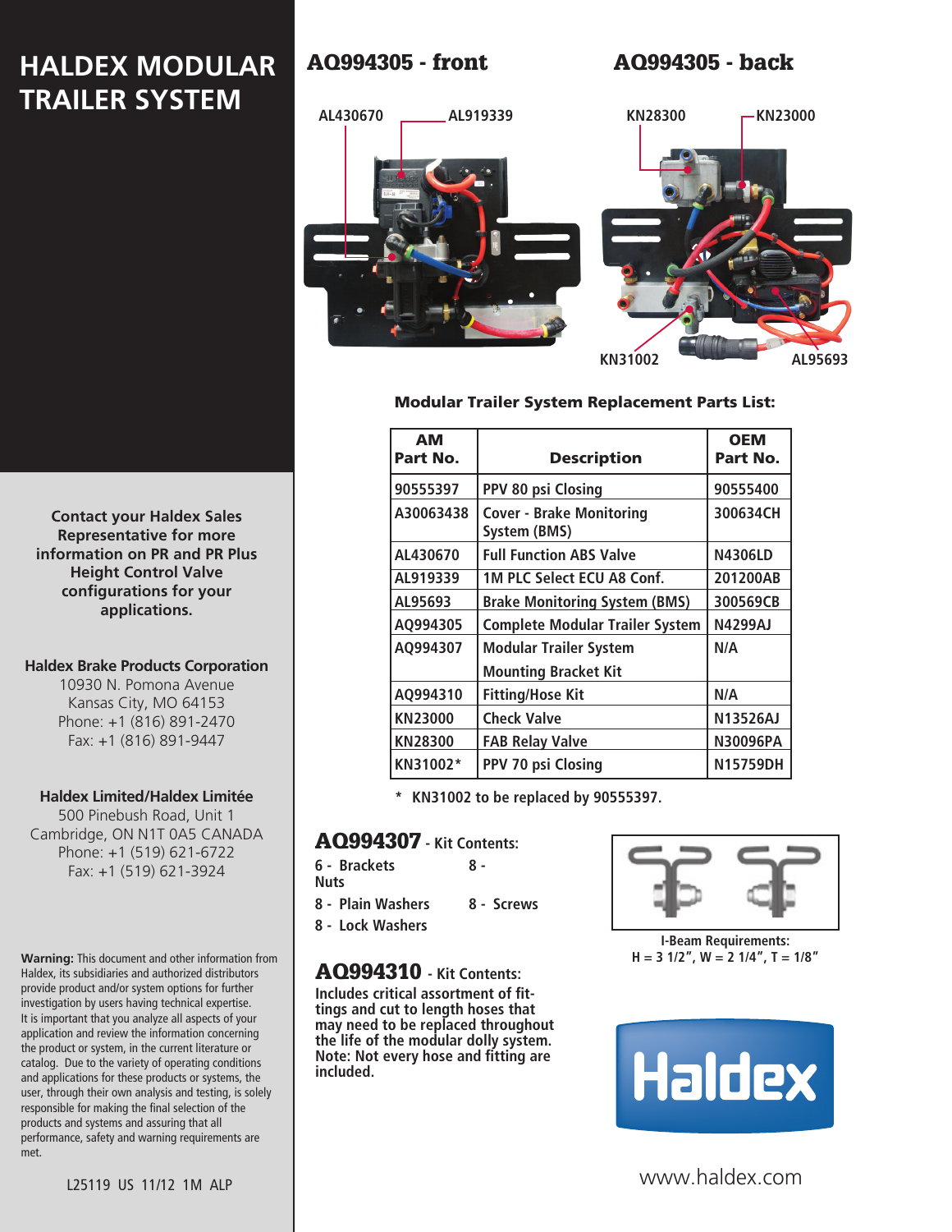# HALDEX MODULAR TRAILER SYSTEM

Contact your Haldex Sales Representative for more information on PR and PR Plus Height Control Valve configurations for your applications.

**Haldex Brake Products Corporation**
10930 N. Pomona Avenue
Kansas City, MO 64153
Phone: +1 (816) 891-2470
Fax: +1 (816) 891-9447

**Haldex Limited/Haldex Limitée**
500 Pinebush Road, Unit 1
Cambridge, ON N1T 0A5 CANADA
Phone: +1 (519) 621-6722
Fax: +1 (519) 621-3924

**Warning:** This document and other information from Haldex, its subsidiaries and authorized distributors provide product and/or system options for further investigation by users having technical expertise. It is important that you analyze all aspects of your application and review the information concerning the product or system, in the current literature or catalog. Due to the variety of operating conditions and applications for these products or systems, the user, through their own analysis and testing, is solely responsible for making the final selection of the products and systems and assuring that all performance, safety and warning requirements are met.

L25119 US 11/12 1M ALP

## AQ994305 - front

AL430670
AL919339

## AQ994305 - back

KN28300
KN23000
KN31002
AL95693

### Modular Trailer System Replacement Parts List:

| AM Part No. | Description | OEM Part No. |
|---|---|---|
| 90555397 | PPV 80 psi Closing | 90555400 |
| A30063438 | Cover - Brake Monitoring System (BMS) | 300634CH |
| AL430670 | Full Function ABS Valve | N4306LD |
| AL919339 | 1M PLC Select ECU A8 Conf. | 201200AB |
| AL95693 | Brake Monitoring System (BMS) | 300569CB |
| AQ994305 | Complete Modular Trailer System | N4299AJ |
| AQ994307 | Modular Trailer System Mounting Bracket Kit | N/A |
| AQ994310 | Fitting/Hose Kit | N/A |
| KN23000 | Check Valve | N13526AJ |
| KN28300 | FAB Relay Valve | N30096PA |
| KN31002* | PPV 70 psi Closing | N15759DH |

\* KN31002 to be replaced by 90555397.

### AQ994307 - Kit Contents:

- 6 - Brackets
- 8 - Nuts
- 8 - Plain Washers
- 8 - Screws
- 8 - Lock Washers

I-Beam Requirements:
H = 3 1/2", W = 2 1/4", T = 1/8"

### AQ994310 - Kit Contents:

Includes critical assortment of fittings and cut to length hoses that may need to be replaced throughout the life of the modular dolly system. Note: Not every hose and fitting are included.

Haldex

www.haldex.com